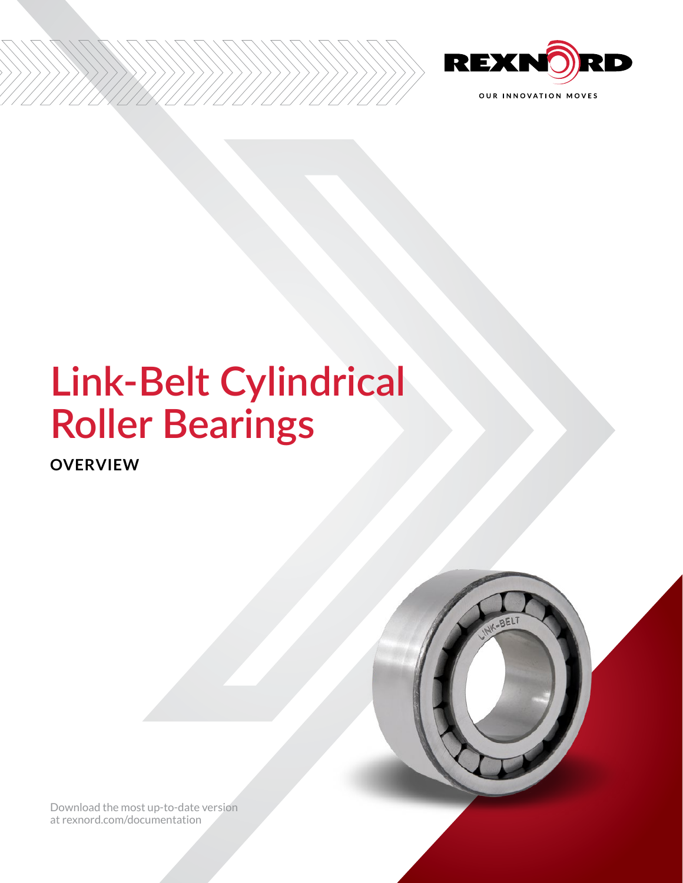REXNORD

OUR INNOVATION MOVES

# Link-Belt Cylindrical Roller Bearings

**OVERVIEW**

Download the most up-to-date version at rexnord.com/documentation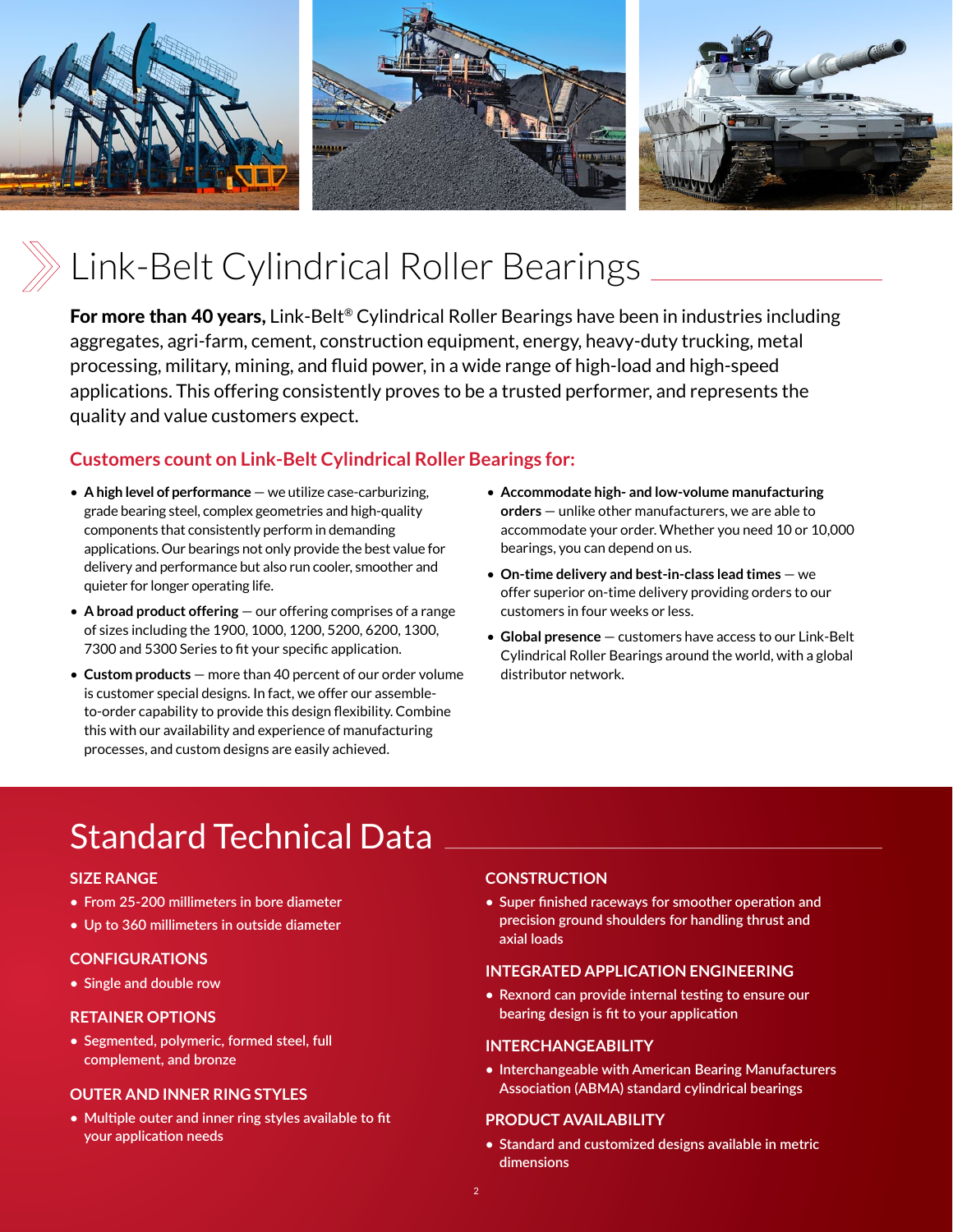# Link-Belt Cylindrical Roller Bearings

**For more than 40 years,** Link-Belt® Cylindrical Roller Bearings have been in industries including aggregates, agri-farm, cement, construction equipment, energy, heavy-duty trucking, metal processing, military, mining, and fluid power, in a wide range of high-load and high-speed applications. This offering consistently proves to be a trusted performer, and represents the quality and value customers expect.

## Customers count on Link-Belt Cylindrical Roller Bearings for:

- **A high level of performance** — we utilize case-carburizing, grade bearing steel, complex geometries and high-quality components that consistently perform in demanding applications. Our bearings not only provide the best value for delivery and performance but also run cooler, smoother and quieter for longer operating life.
- **A broad product offering** — our offering comprises of a range of sizes including the 1900, 1000, 1200, 5200, 6200, 1300, 7300 and 5300 Series to fit your specific application.
- **Custom products** — more than 40 percent of our order volume is customer special designs. In fact, we offer our assemble-to-order capability to provide this design flexibility. Combine this with our availability and experience of manufacturing processes, and custom designs are easily achieved.
- **Accommodate high- and low-volume manufacturing orders** — unlike other manufacturers, we are able to accommodate your order. Whether you need 10 or 10,000 bearings, you can depend on us.
- **On-time delivery and best-in-class lead times** — we offer superior on-time delivery providing orders to our customers in four weeks or less.
- **Global presence** — customers have access to our Link-Belt Cylindrical Roller Bearings around the world, with a global distributor network.

# Standard Technical Data

### SIZE RANGE

- From 25-200 millimeters in bore diameter
- Up to 360 millimeters in outside diameter

### CONFIGURATIONS

- Single and double row

### RETAINER OPTIONS

- Segmented, polymeric, formed steel, full complement, and bronze

### OUTER AND INNER RING STYLES

- Multiple outer and inner ring styles available to fit your application needs

### CONSTRUCTION

- Super finished raceways for smoother operation and precision ground shoulders for handling thrust and axial loads

### INTEGRATED APPLICATION ENGINEERING

- Rexnord can provide internal testing to ensure our bearing design is fit to your application

### INTERCHANGEABILITY

- Interchangeable with American Bearing Manufacturers Association (ABMA) standard cylindrical bearings

### PRODUCT AVAILABILITY

- Standard and customized designs available in metric dimensions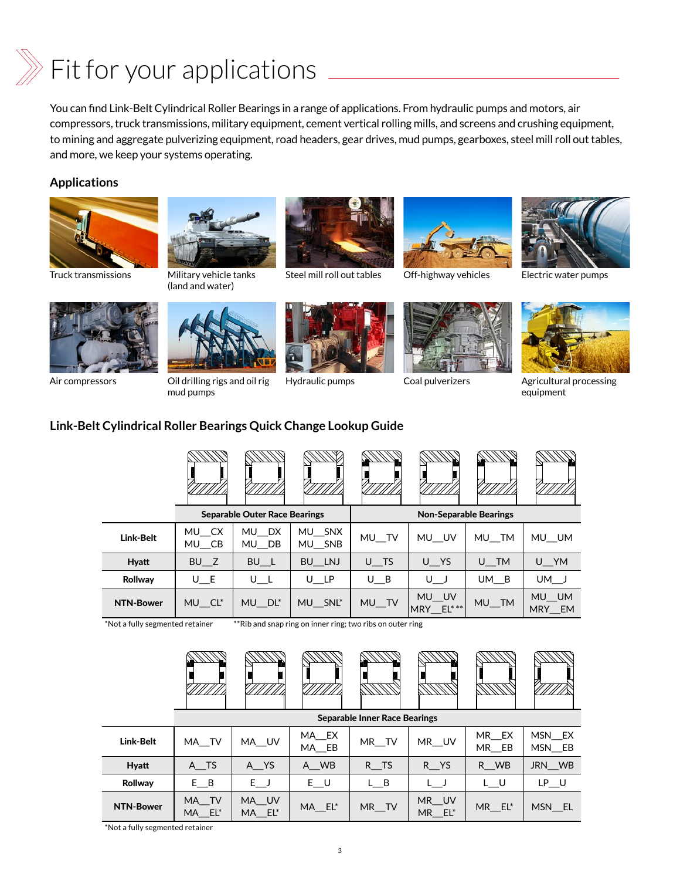# Fit for your applications

You can find Link-Belt Cylindrical Roller Bearings in a range of applications. From hydraulic pumps and motors, air compressors, truck transmissions, military equipment, cement vertical rolling mills, and screens and crushing equipment, to mining and aggregate pulverizing equipment, road headers, gear drives, mud pumps, gearboxes, steel mill roll out tables, and more, we keep your systems operating.

## Applications

Truck transmissions

Military vehicle tanks (land and water)

Steel mill roll out tables

Off-highway vehicles

Electric water pumps

Air compressors

Oil drilling rigs and oil rig mud pumps

Hydraulic pumps

Coal pulverizers

Agricultural processing equipment

## Link-Belt Cylindrical Roller Bearings Quick Change Lookup Guide

| | Separable Outer Race Bearings | | | Non-Separable Bearings | | | |
|---|---|---|---|---|---|---|---|
| **Link-Belt** | MU__CX MU__CB | MU__DX MU__DB | MU__SNX MU__SNB | MU__TV | MU__UV | MU__TM | MU__UM |
| **Hyatt** | BU__Z | BU__L | BU__LNJ | U__TS | U__YS | U__TM | U__YM |
| **Rollway** | U__E | U__L | U__LP | U__B | U__J | UM__B | UM__J |
| **NTN-Bower** | MU__CL* | MU__DL* | MU__SNL* | MU__TV | MU__UV MRY__EL* ** | MU__TM | MU__UM MRY__EM |

*Not a fully segmented retainer **Rib and snap ring on inner ring; two ribs on outer ring

| | Separable Inner Race Bearings | | | | | | |
|---|---|---|---|---|---|---|---|
| **Link-Belt** | MA__TV | MA__UV | MA__EX MA__EB | MR__TV | MR__UV | MR__EX MR__EB | MSN__EX MSN__EB |
| **Hyatt** | A__TS | A__YS | A__WB | R__TS | R__YS | R__WB | JRN__WB |
| **Rollway** | E__B | E__J | E__U | L__B | L__J | L__U | LP__U |
| **NTN-Bower** | MA__TV MA__EL* | MA__UV MA__EL* | MA__EL* | MR__TV | MR__UV MR__EL* | MR__EL* | MSN__EL |

*Not a fully segmented retainer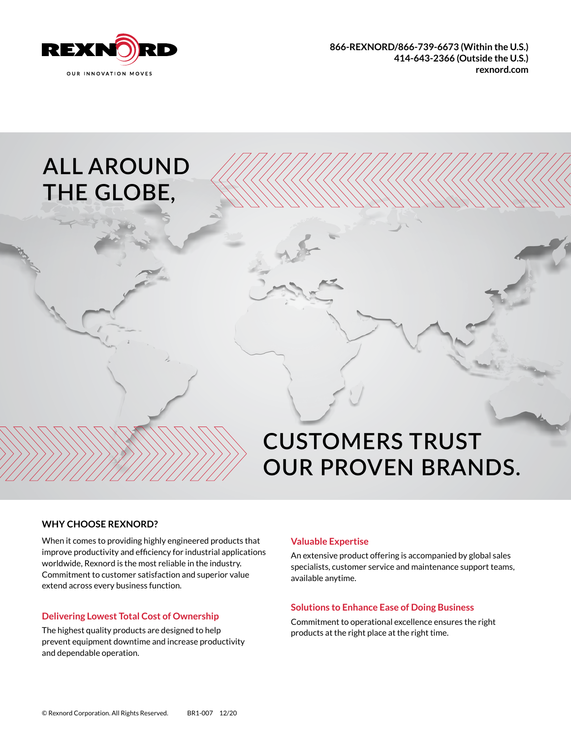866-REXNORD/866-739-6673 (Within the U.S.)
414-643-2366 (Outside the U.S.)
rexnord.com

# ALL AROUND THE GLOBE, CUSTOMERS TRUST OUR PROVEN BRANDS.

## WHY CHOOSE REXNORD?

When it comes to providing highly engineered products that improve productivity and efficiency for industrial applications worldwide, Rexnord is the most reliable in the industry. Commitment to customer satisfaction and superior value extend across every business function.

### Delivering Lowest Total Cost of Ownership

The highest quality products are designed to help prevent equipment downtime and increase productivity and dependable operation.

### Valuable Expertise

An extensive product offering is accompanied by global sales specialists, customer service and maintenance support teams, available anytime.

### Solutions to Enhance Ease of Doing Business

Commitment to operational excellence ensures the right products at the right place at the right time.

© Rexnord Corporation. All Rights Reserved. BR1-007 12/20